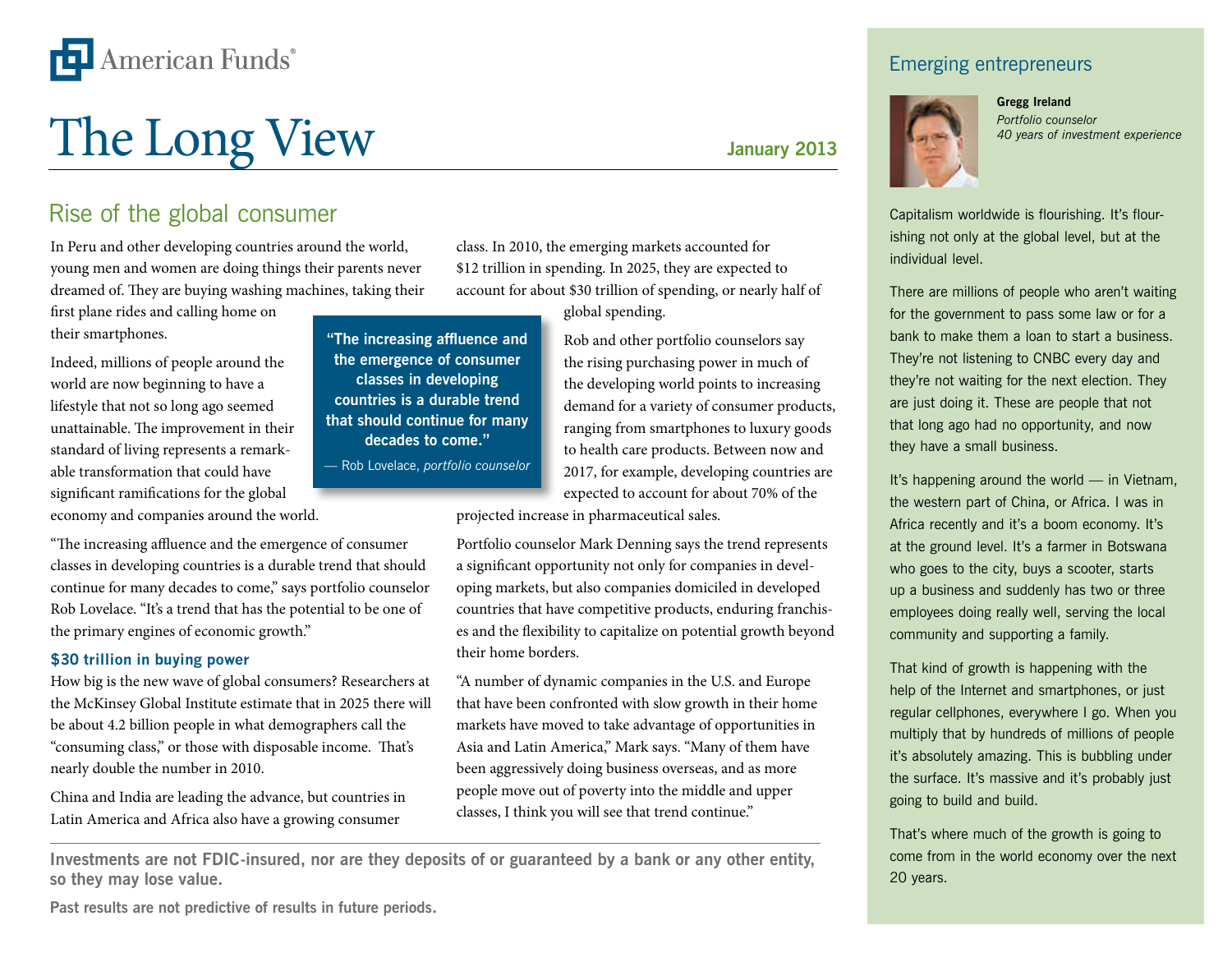American Funds®

# The Long View

**January 2013**

## Rise of the global consumer

In Peru and other developing countries around the world, young men and women are doing things their parents never dreamed of. They are buying washing machines, taking their first plane rides and calling home on their smartphones.

Indeed, millions of people around the world are now beginning to have a lifestyle that not so long ago seemed unattainable. The improvement in their standard of living represents a remarkable transformation that could have significant ramifications for the global economy and companies around the world.

> **"The increasing affluence and the emergence of consumer classes in developing countries is a durable trend that should continue for many decades to come."**
>
> — Rob Lovelace, *portfolio counselor*

"The increasing affluence and the emergence of consumer classes in developing countries is a durable trend that should continue for many decades to come," says portfolio counselor Rob Lovelace. "It's a trend that has the potential to be one of the primary engines of economic growth."

### $30 trillion in buying power

How big is the new wave of global consumers? Researchers at the McKinsey Global Institute estimate that in 2025 there will be about 4.2 billion people in what demographers call the "consuming class," or those with disposable income. That's nearly double the number in 2010.

China and India are leading the advance, but countries in Latin America and Africa also have a growing consumer class. In 2010, the emerging markets accounted for $12 trillion in spending. In 2025, they are expected to account for about $30 trillion of spending, or nearly half of global spending.

Rob and other portfolio counselors say the rising purchasing power in much of the developing world points to increasing demand for a variety of consumer products, ranging from smartphones to luxury goods to health care products. Between now and 2017, for example, developing countries are expected to account for about 70% of the projected increase in pharmaceutical sales.

Portfolio counselor Mark Denning says the trend represents a significant opportunity not only for companies in developing markets, but also companies domiciled in developed countries that have competitive products, enduring franchises and the flexibility to capitalize on potential growth beyond their home borders.

"A number of dynamic companies in the U.S. and Europe that have been confronted with slow growth in their home markets have moved to take advantage of opportunities in Asia and Latin America," Mark says. "Many of them have been aggressively doing business overseas, and as more people move out of poverty into the middle and upper classes, I think you will see that trend continue."

**Investments are not FDIC-insured, nor are they deposits of or guaranteed by a bank or any other entity, so they may lose value.**

**Past results are not predictive of results in future periods.**

## Emerging entrepreneurs

**Gregg Ireland**
*Portfolio counselor*
*40 years of investment experience*

Capitalism worldwide is flourishing. It's flourishing not only at the global level, but at the individual level.

There are millions of people who aren't waiting for the government to pass some law or for a bank to make them a loan to start a business. They're not listening to CNBC every day and they're not waiting for the next election. They are just doing it. These are people that not that long ago had no opportunity, and now they have a small business.

It's happening around the world — in Vietnam, the western part of China, or Africa. I was in Africa recently and it's a boom economy. It's at the ground level. It's a farmer in Botswana who goes to the city, buys a scooter, starts up a business and suddenly has two or three employees doing really well, serving the local community and supporting a family.

That kind of growth is happening with the help of the Internet and smartphones, or just regular cellphones, everywhere I go. When you multiply that by hundreds of millions of people it's absolutely amazing. This is bubbling under the surface. It's massive and it's probably just going to build and build.

That's where much of the growth is going to come from in the world economy over the next 20 years.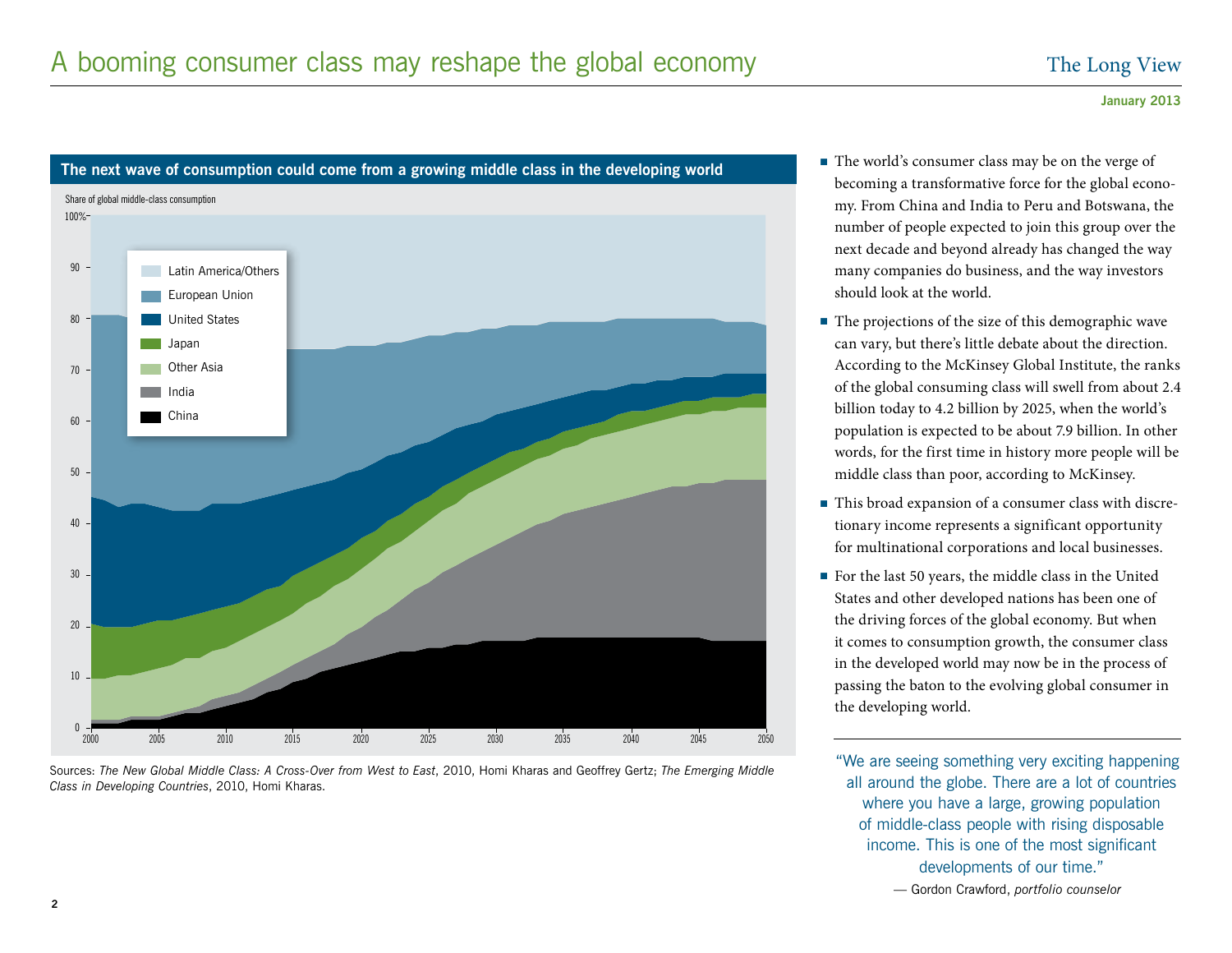# A booming consumer class may reshape the global economy

January 2013

## The next wave of consumption could come from a growing middle class in the developing world

Share of global middle-class consumption

Legend: Latin America/Others; European Union; United States; Japan; Other Asia; India; China

Sources: *The New Global Middle Class: A Cross-Over from West to East*, 2010, Homi Kharas and Geoffrey Gertz; *The Emerging Middle Class in Developing Countries*, 2010, Homi Kharas.

- The world's consumer class may be on the verge of becoming a transformative force for the global economy. From China and India to Peru and Botswana, the number of people expected to join this group over the next decade and beyond already has changed the way many companies do business, and the way investors should look at the world.
- The projections of the size of this demographic wave can vary, but there's little debate about the direction. According to the McKinsey Global Institute, the ranks of the global consuming class will swell from about 2.4 billion today to 4.2 billion by 2025, when the world's population is expected to be about 7.9 billion. In other words, for the first time in history more people will be middle class than poor, according to McKinsey.
- This broad expansion of a consumer class with discretionary income represents a significant opportunity for multinational corporations and local businesses.
- For the last 50 years, the middle class in the United States and other developed nations has been one of the driving forces of the global economy. But when it comes to consumption growth, the consumer class in the developed world may now be in the process of passing the baton to the evolving global consumer in the developing world.

> "We are seeing something very exciting happening all around the globe. There are a lot of countries where you have a large, growing population of middle-class people with rising disposable income. This is one of the most significant developments of our time."
>
> — Gordon Crawford, *portfolio counselor*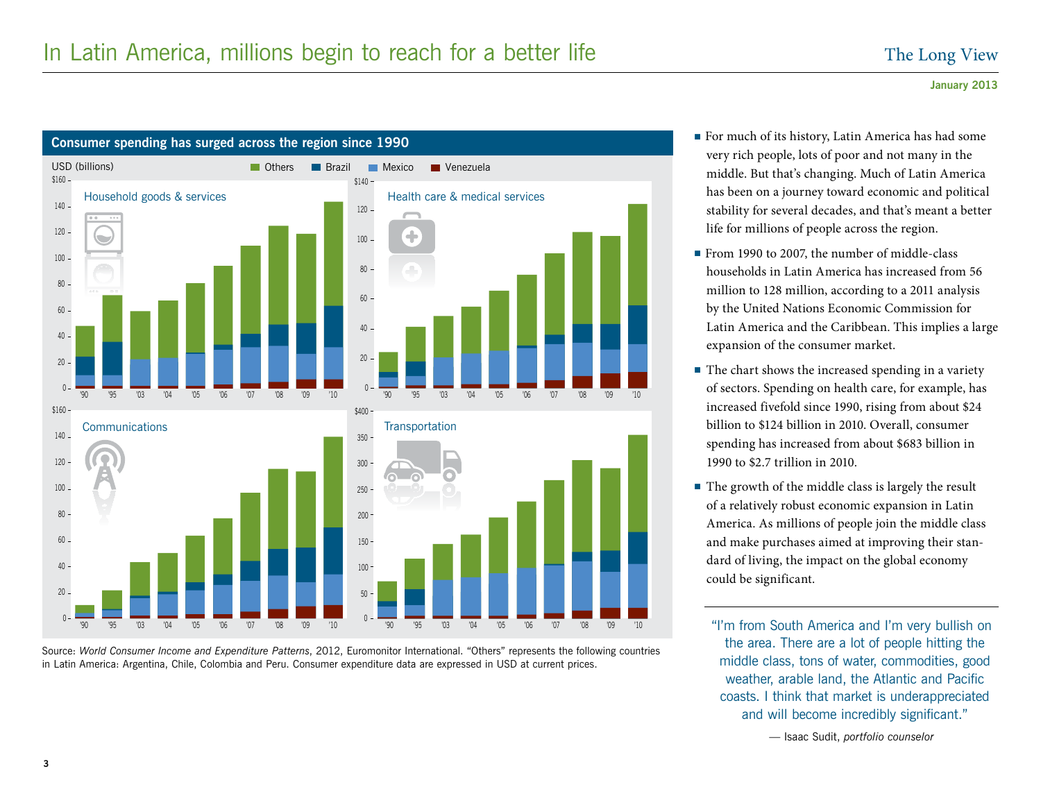# In Latin America, millions begin to reach for a better life

**Consumer spending has surged across the region since 1990**

USD (billions) — Others, Brazil, Mexico, Venezuela

Household goods & services

Health care & medical services

Communications

Transportation

Source: *World Consumer Income and Expenditure Patterns*, 2012, Euromonitor International. "Others" represents the following countries in Latin America: Argentina, Chile, Colombia and Peru. Consumer expenditure data are expressed in USD at current prices.

- For much of its history, Latin America has had some very rich people, lots of poor and not many in the middle. But that's changing. Much of Latin America has been on a journey toward economic and political stability for several decades, and that's meant a better life for millions of people across the region.
- From 1990 to 2007, the number of middle-class households in Latin America has increased from 56 million to 128 million, according to a 2011 analysis by the United Nations Economic Commission for Latin America and the Caribbean. This implies a large expansion of the consumer market.
- The chart shows the increased spending in a variety of sectors. Spending on health care, for example, has increased fivefold since 1990, rising from about $24 billion to $124 billion in 2010. Overall, consumer spending has increased from about $683 billion in 1990 to $2.7 trillion in 2010.
- The growth of the middle class is largely the result of a relatively robust economic expansion in Latin America. As millions of people join the middle class and make purchases aimed at improving their standard of living, the impact on the global economy could be significant.

"I'm from South America and I'm very bullish on the area. There are a lot of people hitting the middle class, tons of water, commodities, good weather, arable land, the Atlantic and Pacific coasts. I think that market is underappreciated and will become incredibly significant."

— Isaac Sudit, *portfolio counselor*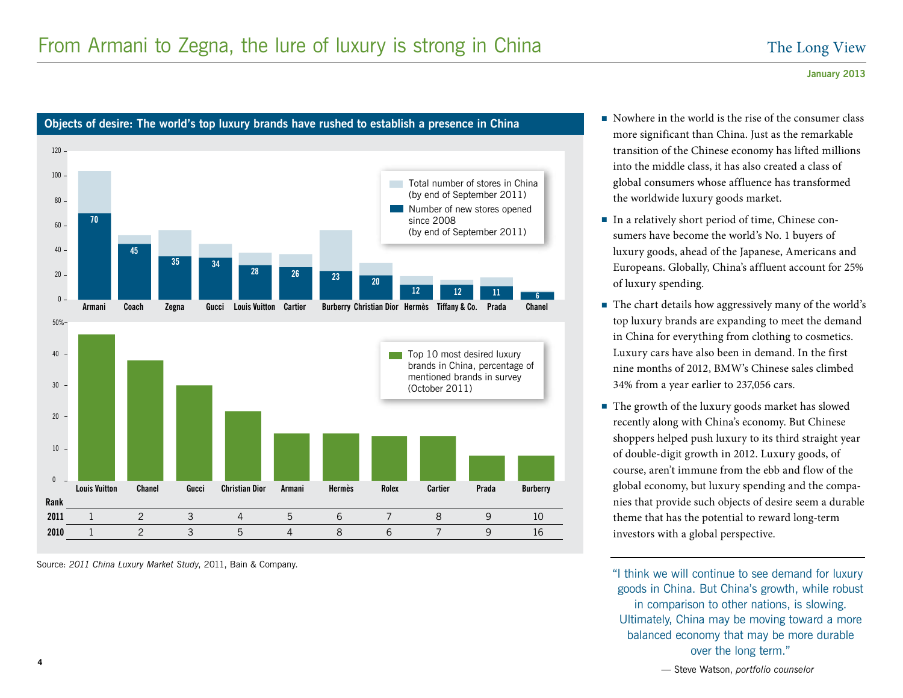# From Armani to Zegna, the lure of luxury is strong in China

**January 2013**

### Objects of desire: The world's top luxury brands have rushed to establish a presence in China

| Brand | Number of new stores opened since 2008 (by end of September 2011) |
|---|---|
| Armani | 70 |
| Coach | 45 |
| Zegna | 35 |
| Gucci | 34 |
| Louis Vuitton | 28 |
| Cartier | 26 |
| Burberry | 23 |
| Christian Dior | 20 |
| Hermès | 12 |
| Tiffany & Co. | 12 |
| Prada | 11 |
| Chanel | 6 |

Total number of stores in China (by end of September 2011)
Number of new stores opened since 2008 (by end of September 2011)

Top 10 most desired luxury brands in China, percentage of mentioned brands in survey (October 2011)

| Rank | Louis Vuitton | Chanel | Gucci | Christian Dior | Armani | Hermès | Rolex | Cartier | Prada | Burberry |
|---|---|---|---|---|---|---|---|---|---|---|
| 2011 | 1 | 2 | 3 | 4 | 5 | 6 | 7 | 8 | 9 | 10 |
| 2010 | 1 | 2 | 3 | 5 | 4 | 8 | 6 | 7 | 9 | 16 |

Source: *2011 China Luxury Market Study*, 2011, Bain & Company.

- Nowhere in the world is the rise of the consumer class more significant than China. Just as the remarkable transition of the Chinese economy has lifted millions into the middle class, it has also created a class of global consumers whose affluence has transformed the worldwide luxury goods market.
- In a relatively short period of time, Chinese consumers have become the world's No. 1 buyers of luxury goods, ahead of the Japanese, Americans and Europeans. Globally, China's affluent account for 25% of luxury spending.
- The chart details how aggressively many of the world's top luxury brands are expanding to meet the demand in China for everything from clothing to cosmetics. Luxury cars have also been in demand. In the first nine months of 2012, BMW's Chinese sales climbed 34% from a year earlier to 237,056 cars.
- The growth of the luxury goods market has slowed recently along with China's economy. But Chinese shoppers helped push luxury to its third straight year of double-digit growth in 2012. Luxury goods, of course, aren't immune from the ebb and flow of the global economy, but luxury spending and the companies that provide such objects of desire seem a durable theme that has the potential to reward long-term investors with a global perspective.

"I think we will continue to see demand for luxury goods in China. But China's growth, while robust in comparison to other nations, is slowing. Ultimately, China may be moving toward a more balanced economy that may be more durable over the long term."

— Steve Watson, *portfolio counselor*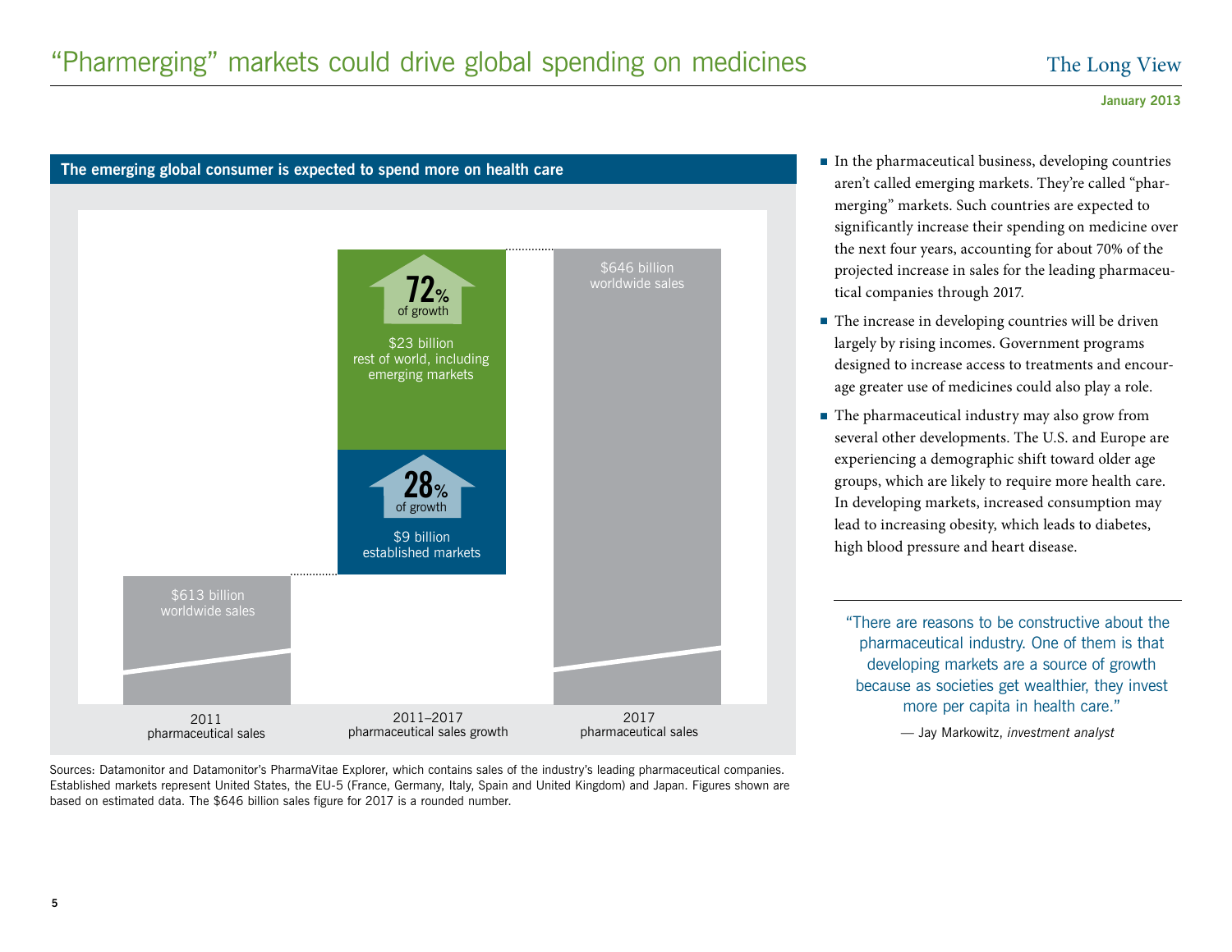# "Pharmerging" markets could drive global spending on medicines

The Long View

January 2013

**The emerging global consumer is expected to spend more on health care**

| | 2011 pharmaceutical sales | 2011–2017 pharmaceutical sales growth | 2017 pharmaceutical sales |
|---|---|---|---|
| Worldwide sales | $613 billion worldwide sales | | $646 billion worldwide sales |
| Rest of world, including emerging markets | | $23 billion (72% of growth) | |
| Established markets | | $9 billion (28% of growth) | |

Sources: Datamonitor and Datamonitor's PharmaVitae Explorer, which contains sales of the industry's leading pharmaceutical companies. Established markets represent United States, the EU-5 (France, Germany, Italy, Spain and United Kingdom) and Japan. Figures shown are based on estimated data. The $646 billion sales figure for 2017 is a rounded number.

- In the pharmaceutical business, developing countries aren't called emerging markets. They're called "pharmerging" markets. Such countries are expected to significantly increase their spending on medicine over the next four years, accounting for about 70% of the projected increase in sales for the leading pharmaceutical companies through 2017.
- The increase in developing countries will be driven largely by rising incomes. Government programs designed to increase access to treatments and encourage greater use of medicines could also play a role.
- The pharmaceutical industry may also grow from several other developments. The U.S. and Europe are experiencing a demographic shift toward older age groups, which are likely to require more health care. In developing markets, increased consumption may lead to increasing obesity, which leads to diabetes, high blood pressure and heart disease.

> "There are reasons to be constructive about the pharmaceutical industry. One of them is that developing markets are a source of growth because as societies get wealthier, they invest more per capita in health care."
>
> — Jay Markowitz, *investment analyst*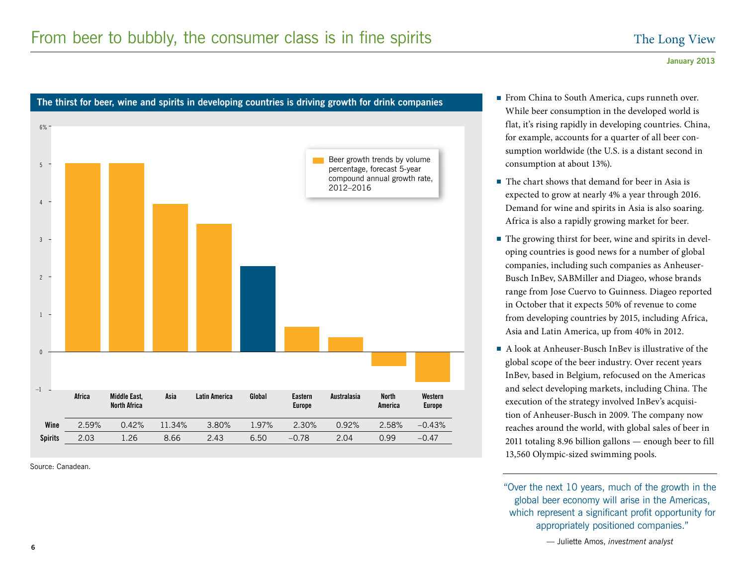# From beer to bubbly, the consumer class is in fine spirits

January 2013

**The thirst for beer, wine and spirits in developing countries is driving growth for drink companies**

Beer growth trends by volume percentage, forecast 5-year compound annual growth rate, 2012–2016

| | Africa | Middle East, North Africa | Asia | Latin America | Global | Eastern Europe | Australasia | North America | Western Europe |
|---|---|---|---|---|---|---|---|---|---|
| **Wine** | 2.59% | 0.42% | 11.34% | 3.80% | 1.97% | 2.30% | 0.92% | 2.58% | –0.43% |
| **Spirits** | 2.03 | 1.26 | 8.66 | 2.43 | 6.50 | –0.78 | 2.04 | 0.99 | –0.47 |

Source: Canadean.

- From China to South America, cups runneth over. While beer consumption in the developed world is flat, it's rising rapidly in developing countries. China, for example, accounts for a quarter of all beer consumption worldwide (the U.S. is a distant second in consumption at about 13%).
- The chart shows that demand for beer in Asia is expected to grow at nearly 4% a year through 2016. Demand for wine and spirits in Asia is also soaring. Africa is also a rapidly growing market for beer.
- The growing thirst for beer, wine and spirits in developing countries is good news for a number of global companies, including such companies as Anheuser-Busch InBev, SABMiller and Diageo, whose brands range from Jose Cuervo to Guinness. Diageo reported in October that it expects 50% of revenue to come from developing countries by 2015, including Africa, Asia and Latin America, up from 40% in 2012.
- A look at Anheuser-Busch InBev is illustrative of the global scope of the beer industry. Over recent years InBev, based in Belgium, refocused on the Americas and select developing markets, including China. The execution of the strategy involved InBev's acquisition of Anheuser-Busch in 2009. The company now reaches around the world, with global sales of beer in 2011 totaling 8.96 billion gallons — enough beer to fill 13,560 Olympic-sized swimming pools.

"Over the next 10 years, much of the growth in the global beer economy will arise in the Americas, which represent a significant profit opportunity for appropriately positioned companies."

— Juliette Amos, *investment analyst*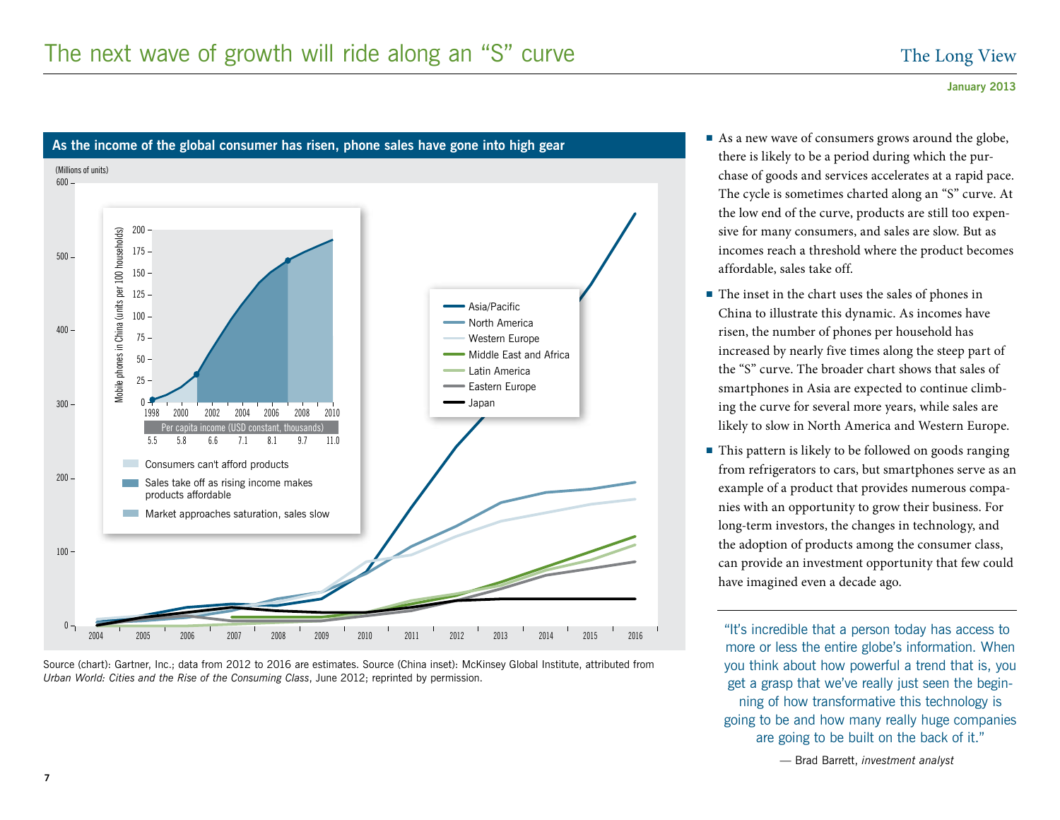# The next wave of growth will ride along an "S" curve

January 2013

## As the income of the global consumer has risen, phone sales have gone into high gear

(Millions of units)

Mobile phones in China (units per 100 households)

Per capita income (USD constant, thousands)

| 1998 | 2000 | 2002 | 2004 | 2006 | 2008 | 2010 |
|---|---|---|---|---|---|---|
| 5.5 | 5.8 | 6.6 | 7.1 | 8.1 | 9.7 | 11.0 |

- Consumers can't afford products
- Sales take off as rising income makes products affordable
- Market approaches saturation, sales slow

Asia/Pacific; North America; Western Europe; Middle East and Africa; Latin America; Eastern Europe; Japan

Source (chart): Gartner, Inc.; data from 2012 to 2016 are estimates. Source (China inset): McKinsey Global Institute, attributed from *Urban World: Cities and the Rise of the Consuming Class*, June 2012; reprinted by permission.

- As a new wave of consumers grows around the globe, there is likely to be a period during which the purchase of goods and services accelerates at a rapid pace. The cycle is sometimes charted along an "S" curve. At the low end of the curve, products are still too expensive for many consumers, and sales are slow. But as incomes reach a threshold where the product becomes affordable, sales take off.
- The inset in the chart uses the sales of phones in China to illustrate this dynamic. As incomes have risen, the number of phones per household has increased by nearly five times along the steep part of the "S" curve. The broader chart shows that sales of smartphones in Asia are expected to continue climbing the curve for several more years, while sales are likely to slow in North America and Western Europe.
- This pattern is likely to be followed on goods ranging from refrigerators to cars, but smartphones serve as an example of a product that provides numerous companies with an opportunity to grow their business. For long-term investors, the changes in technology, and the adoption of products among the consumer class, can provide an investment opportunity that few could have imagined even a decade ago.

> "It's incredible that a person today has access to more or less the entire globe's information. When you think about how powerful a trend that is, you get a grasp that we've really just seen the beginning of how transformative this technology is going to be and how many really huge companies are going to be built on the back of it."
>
> — Brad Barrett, *investment analyst*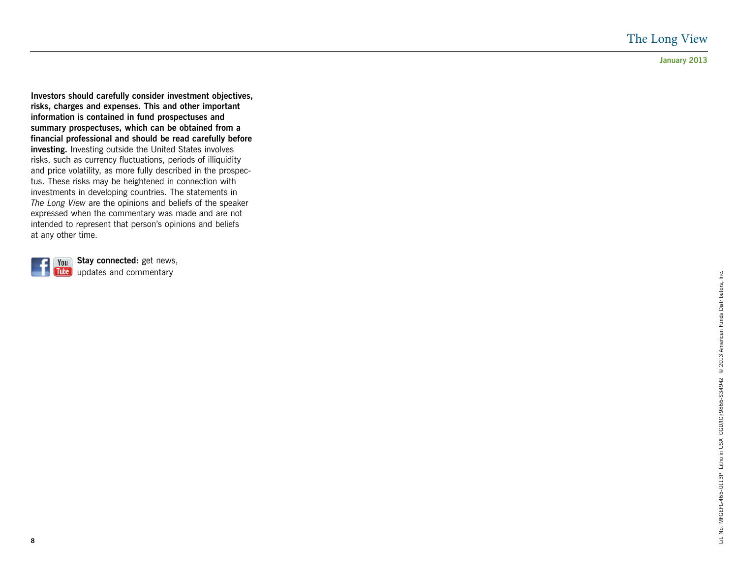**Investors should carefully consider investment objectives, risks, charges and expenses. This and other important information is contained in fund prospectuses and summary prospectuses, which can be obtained from a financial professional and should be read carefully before investing.** Investing outside the United States involves risks, such as currency fluctuations, periods of illiquidity and price volatility, as more fully described in the prospectus. These risks may be heightened in connection with investments in developing countries. The statements in *The Long View* are the opinions and beliefs of the speaker expressed when the commentary was made and are not intended to represent that person's opinions and beliefs at any other time.

**Stay connected:** get news, updates and commentary

Lit. No. MFGEFL-465-0113P Litho in USA CGD/ICI/9866-S34942 © 2013 American Funds Distributors, Inc.